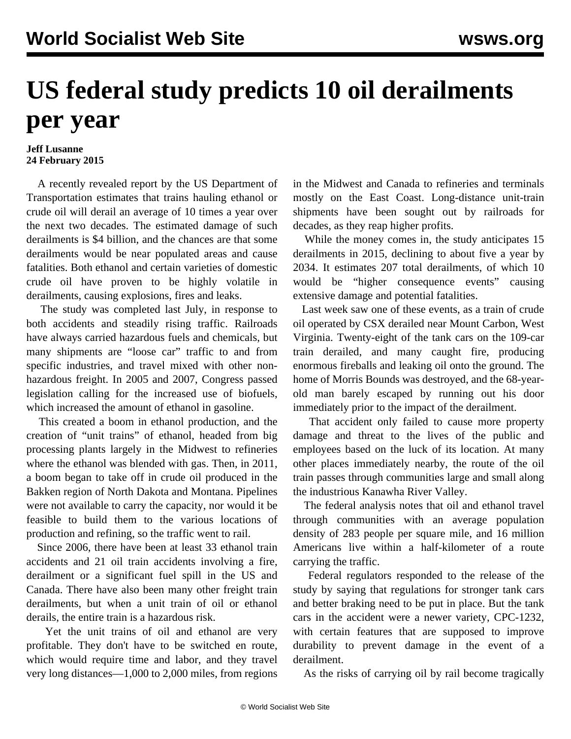# US federal study predicts 10 oil derailments per year

**Jeff Lusanne**
**24 February 2015**

A recently revealed report by the US Department of Transportation estimates that trains hauling ethanol or crude oil will derail an average of 10 times a year over the next two decades. The estimated damage of such derailments is $4 billion, and the chances are that some derailments would be near populated areas and cause fatalities. Both ethanol and certain varieties of domestic crude oil have proven to be highly volatile in derailments, causing explosions, fires and leaks.

The study was completed last July, in response to both accidents and steadily rising traffic. Railroads have always carried hazardous fuels and chemicals, but many shipments are "loose car" traffic to and from specific industries, and travel mixed with other non-hazardous freight. In 2005 and 2007, Congress passed legislation calling for the increased use of biofuels, which increased the amount of ethanol in gasoline.

This created a boom in ethanol production, and the creation of "unit trains" of ethanol, headed from big processing plants largely in the Midwest to refineries where the ethanol was blended with gas. Then, in 2011, a boom began to take off in crude oil produced in the Bakken region of North Dakota and Montana. Pipelines were not available to carry the capacity, nor would it be feasible to build them to the various locations of production and refining, so the traffic went to rail.

Since 2006, there have been at least 33 ethanol train accidents and 21 oil train accidents involving a fire, derailment or a significant fuel spill in the US and Canada. There have also been many other freight train derailments, but when a unit train of oil or ethanol derails, the entire train is a hazardous risk.

Yet the unit trains of oil and ethanol are very profitable. They don't have to be switched en route, which would require time and labor, and they travel very long distances—1,000 to 2,000 miles, from regions in the Midwest and Canada to refineries and terminals mostly on the East Coast. Long-distance unit-train shipments have been sought out by railroads for decades, as they reap higher profits.

While the money comes in, the study anticipates 15 derailments in 2015, declining to about five a year by 2034. It estimates 207 total derailments, of which 10 would be "higher consequence events" causing extensive damage and potential fatalities.

Last week saw one of these events, as a train of crude oil operated by CSX derailed near Mount Carbon, West Virginia. Twenty-eight of the tank cars on the 109-car train derailed, and many caught fire, producing enormous fireballs and leaking oil onto the ground. The home of Morris Bounds was destroyed, and the 68-year-old man barely escaped by running out his door immediately prior to the impact of the derailment.

That accident only failed to cause more property damage and threat to the lives of the public and employees based on the luck of its location. At many other places immediately nearby, the route of the oil train passes through communities large and small along the industrious Kanawha River Valley.

The federal analysis notes that oil and ethanol travel through communities with an average population density of 283 people per square mile, and 16 million Americans live within a half-kilometer of a route carrying the traffic.

Federal regulators responded to the release of the study by saying that regulations for stronger tank cars and better braking need to be put in place. But the tank cars in the accident were a newer variety, CPC-1232, with certain features that are supposed to improve durability to prevent damage in the event of a derailment.

As the risks of carrying oil by rail become tragically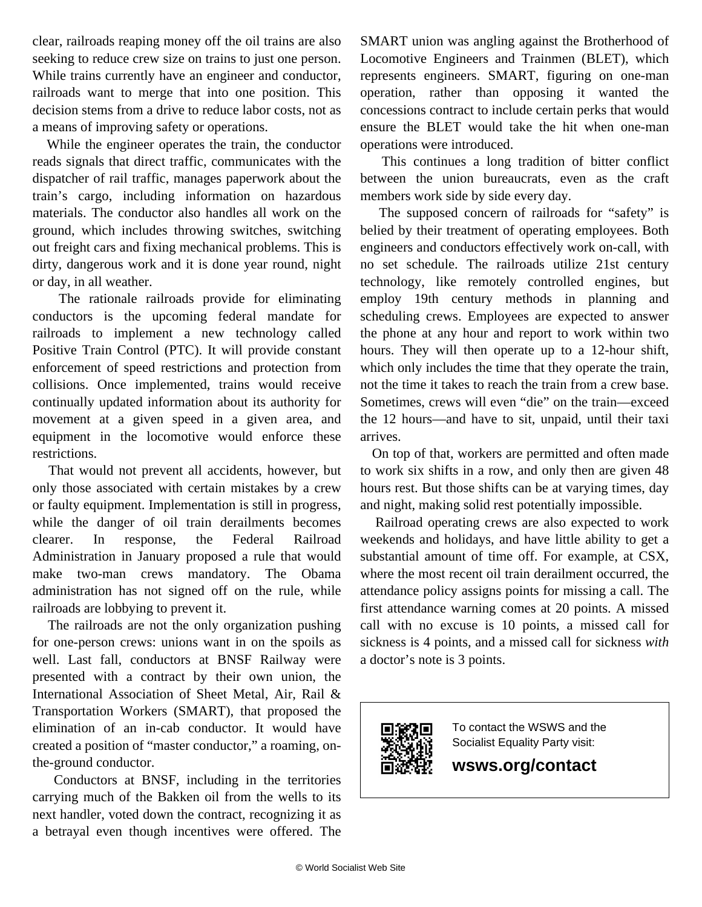clear, railroads reaping money off the oil trains are also seeking to reduce crew size on trains to just one person. While trains currently have an engineer and conductor, railroads want to merge that into one position. This decision stems from a drive to reduce labor costs, not as a means of improving safety or operations.

While the engineer operates the train, the conductor reads signals that direct traffic, communicates with the dispatcher of rail traffic, manages paperwork about the train's cargo, including information on hazardous materials. The conductor also handles all work on the ground, which includes throwing switches, switching out freight cars and fixing mechanical problems. This is dirty, dangerous work and it is done year round, night or day, in all weather.

The rationale railroads provide for eliminating conductors is the upcoming federal mandate for railroads to implement a new technology called Positive Train Control (PTC). It will provide constant enforcement of speed restrictions and protection from collisions. Once implemented, trains would receive continually updated information about its authority for movement at a given speed in a given area, and equipment in the locomotive would enforce these restrictions.

That would not prevent all accidents, however, but only those associated with certain mistakes by a crew or faulty equipment. Implementation is still in progress, while the danger of oil train derailments becomes clearer. In response, the Federal Railroad Administration in January proposed a rule that would make two-man crews mandatory. The Obama administration has not signed off on the rule, while railroads are lobbying to prevent it.

The railroads are not the only organization pushing for one-person crews: unions want in on the spoils as well. Last fall, conductors at BNSF Railway were presented with a contract by their own union, the International Association of Sheet Metal, Air, Rail & Transportation Workers (SMART), that proposed the elimination of an in-cab conductor. It would have created a position of "master conductor," a roaming, on-the-ground conductor.

Conductors at BNSF, including in the territories carrying much of the Bakken oil from the wells to its next handler, voted down the contract, recognizing it as a betrayal even though incentives were offered. The SMART union was angling against the Brotherhood of Locomotive Engineers and Trainmen (BLET), which represents engineers. SMART, figuring on one-man operation, rather than opposing it wanted the concessions contract to include certain perks that would ensure the BLET would take the hit when one-man operations were introduced.

This continues a long tradition of bitter conflict between the union bureaucrats, even as the craft members work side by side every day.

The supposed concern of railroads for "safety" is belied by their treatment of operating employees. Both engineers and conductors effectively work on-call, with no set schedule. The railroads utilize 21st century technology, like remotely controlled engines, but employ 19th century methods in planning and scheduling crews. Employees are expected to answer the phone at any hour and report to work within two hours. They will then operate up to a 12-hour shift, which only includes the time that they operate the train, not the time it takes to reach the train from a crew base. Sometimes, crews will even "die" on the train—exceed the 12 hours—and have to sit, unpaid, until their taxi arrives.

On top of that, workers are permitted and often made to work six shifts in a row, and only then are given 48 hours rest. But those shifts can be at varying times, day and night, making solid rest potentially impossible.

Railroad operating crews are also expected to work weekends and holidays, and have little ability to get a substantial amount of time off. For example, at CSX, where the most recent oil train derailment occurred, the attendance policy assigns points for missing a call. The first attendance warning comes at 20 points. A missed call with no excuse is 10 points, a missed call for sickness is 4 points, and a missed call for sickness *with* a doctor's note is 3 points.

To contact the WSWS and the Socialist Equality Party visit:

**wsws.org/contact**